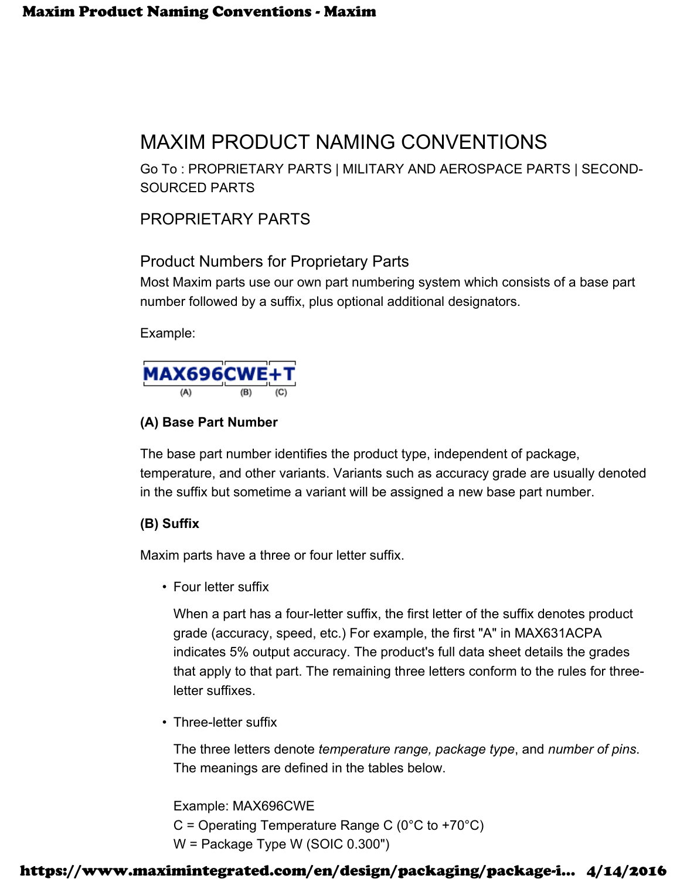# MAXIM PRODUCT NAMING CONVENTIONS

Go To : PROPRIETARY PARTS | MILITARY AND AEROSPACE PARTS | SECOND-SOURCED PARTS

## PROPRIETARY PARTS

### Product Numbers for Proprietary Parts

Most Maxim parts use our own part numbering system which consists of a base part number followed by a suffix, plus optional additional designators.

Example:

MAX696CWE+T
(A) MAX696 (B) CWE (C) +T

**(A) Base Part Number**

The base part number identifies the product type, independent of package, temperature, and other variants. Variants such as accuracy grade are usually denoted in the suffix but sometime a variant will be assigned a new base part number.

**(B) Suffix**

Maxim parts have a three or four letter suffix.

- Four letter suffix

  When a part has a four-letter suffix, the first letter of the suffix denotes product grade (accuracy, speed, etc.) For example, the first "A" in MAX631ACPA indicates 5% output accuracy. The product's full data sheet details the grades that apply to that part. The remaining three letters conform to the rules for three-letter suffixes.

- Three-letter suffix

  The three letters denote *temperature range, package type*, and *number of pins*. The meanings are defined in the tables below.

  Example: MAX696CWE
  C = Operating Temperature Range C (0°C to +70°C)
  W = Package Type W (SOIC 0.300")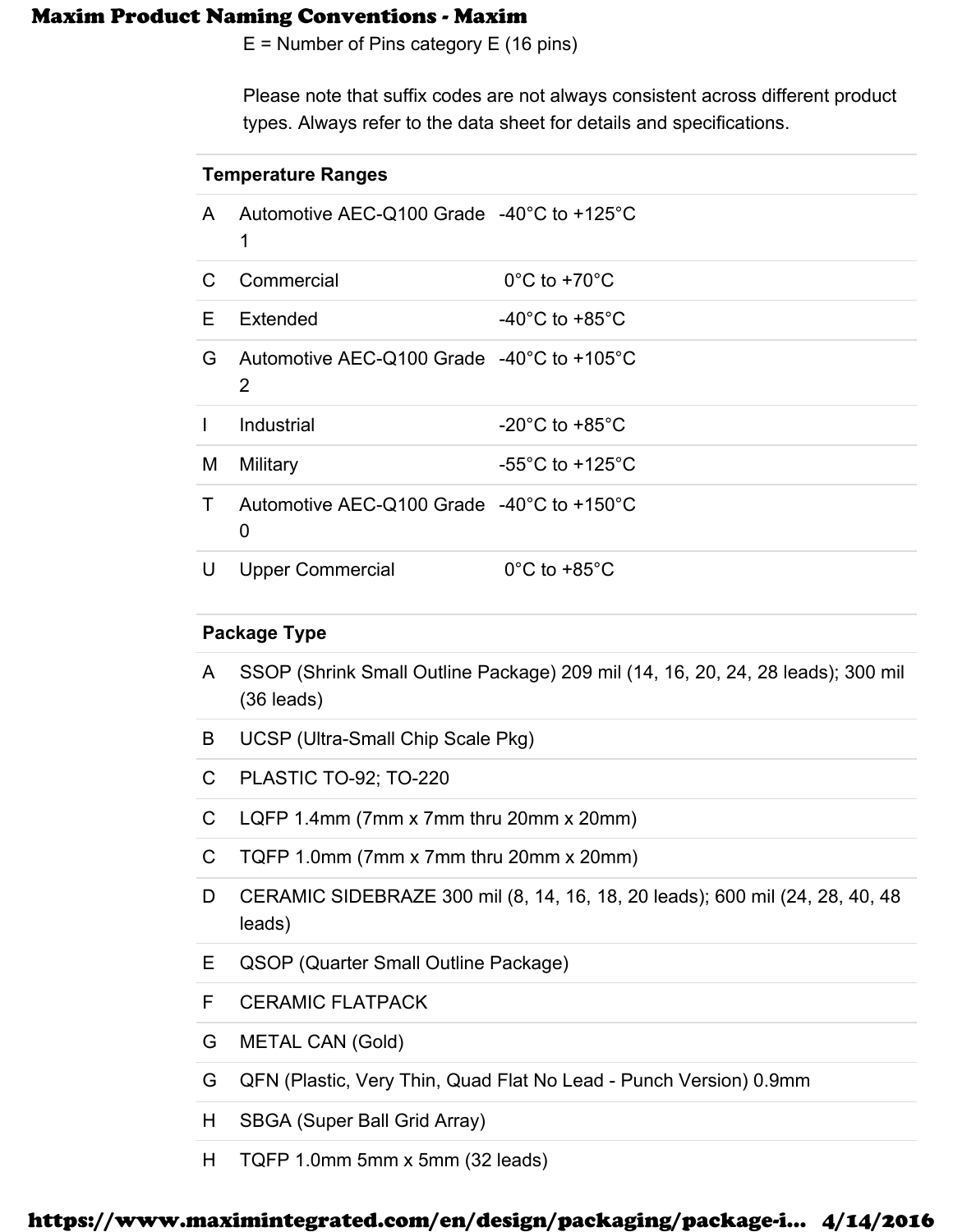E = Number of Pins category E (16 pins)

Please note that suffix codes are not always consistent across different product types. Always refer to the data sheet for details and specifications.

| Temperature Ranges | | |
|---|---|---|
| A | Automotive AEC-Q100 Grade 1 | -40°C to +125°C |
| C | Commercial | 0°C to +70°C |
| E | Extended | -40°C to +85°C |
| G | Automotive AEC-Q100 Grade 2 | -40°C to +105°C |
| I | Industrial | -20°C to +85°C |
| M | Military | -55°C to +125°C |
| T | Automotive AEC-Q100 Grade 0 | -40°C to +150°C |
| U | Upper Commercial | 0°C to +85°C |

| Package Type | |
|---|---|
| A | SSOP (Shrink Small Outline Package) 209 mil (14, 16, 20, 24, 28 leads); 300 mil (36 leads) |
| B | UCSP (Ultra-Small Chip Scale Pkg) |
| C | PLASTIC TO-92; TO-220 |
| C | LQFP 1.4mm (7mm x 7mm thru 20mm x 20mm) |
| C | TQFP 1.0mm (7mm x 7mm thru 20mm x 20mm) |
| D | CERAMIC SIDEBRAZE 300 mil (8, 14, 16, 18, 20 leads); 600 mil (24, 28, 40, 48 leads) |
| E | QSOP (Quarter Small Outline Package) |
| F | CERAMIC FLATPACK |
| G | METAL CAN (Gold) |
| G | QFN (Plastic, Very Thin, Quad Flat No Lead - Punch Version) 0.9mm |
| H | SBGA (Super Ball Grid Array) |
| H | TQFP 1.0mm 5mm x 5mm (32 leads) |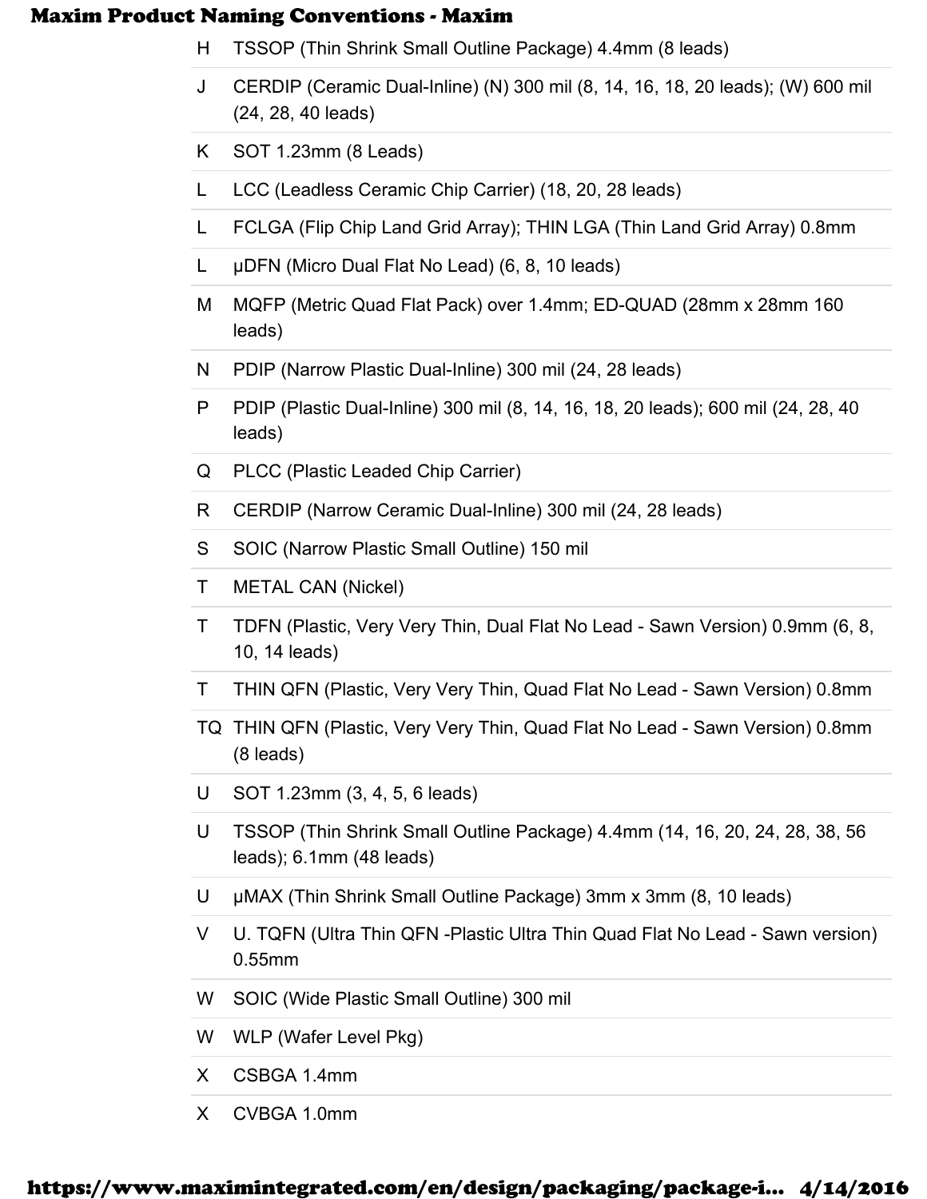| | |
|---|---|
| H | TSSOP (Thin Shrink Small Outline Package) 4.4mm (8 leads) |
| J | CERDIP (Ceramic Dual-Inline) (N) 300 mil (8, 14, 16, 18, 20 leads); (W) 600 mil (24, 28, 40 leads) |
| K | SOT 1.23mm (8 Leads) |
| L | LCC (Leadless Ceramic Chip Carrier) (18, 20, 28 leads) |
| L | FCLGA (Flip Chip Land Grid Array); THIN LGA (Thin Land Grid Array) 0.8mm |
| L | μDFN (Micro Dual Flat No Lead) (6, 8, 10 leads) |
| M | MQFP (Metric Quad Flat Pack) over 1.4mm; ED-QUAD (28mm x 28mm 160 leads) |
| N | PDIP (Narrow Plastic Dual-Inline) 300 mil (24, 28 leads) |
| P | PDIP (Plastic Dual-Inline) 300 mil (8, 14, 16, 18, 20 leads); 600 mil (24, 28, 40 leads) |
| Q | PLCC (Plastic Leaded Chip Carrier) |
| R | CERDIP (Narrow Ceramic Dual-Inline) 300 mil (24, 28 leads) |
| S | SOIC (Narrow Plastic Small Outline) 150 mil |
| T | METAL CAN (Nickel) |
| T | TDFN (Plastic, Very Very Thin, Dual Flat No Lead - Sawn Version) 0.9mm (6, 8, 10, 14 leads) |
| T | THIN QFN (Plastic, Very Very Thin, Quad Flat No Lead - Sawn Version) 0.8mm |
| TQ | THIN QFN (Plastic, Very Very Thin, Quad Flat No Lead - Sawn Version) 0.8mm (8 leads) |
| U | SOT 1.23mm (3, 4, 5, 6 leads) |
| U | TSSOP (Thin Shrink Small Outline Package) 4.4mm (14, 16, 20, 24, 28, 38, 56 leads); 6.1mm (48 leads) |
| U | μMAX (Thin Shrink Small Outline Package) 3mm x 3mm (8, 10 leads) |
| V | U. TQFN (Ultra Thin QFN -Plastic Ultra Thin Quad Flat No Lead - Sawn version) 0.55mm |
| W | SOIC (Wide Plastic Small Outline) 300 mil |
| W | WLP (Wafer Level Pkg) |
| X | CSBGA 1.4mm |
| X | CVBGA 1.0mm |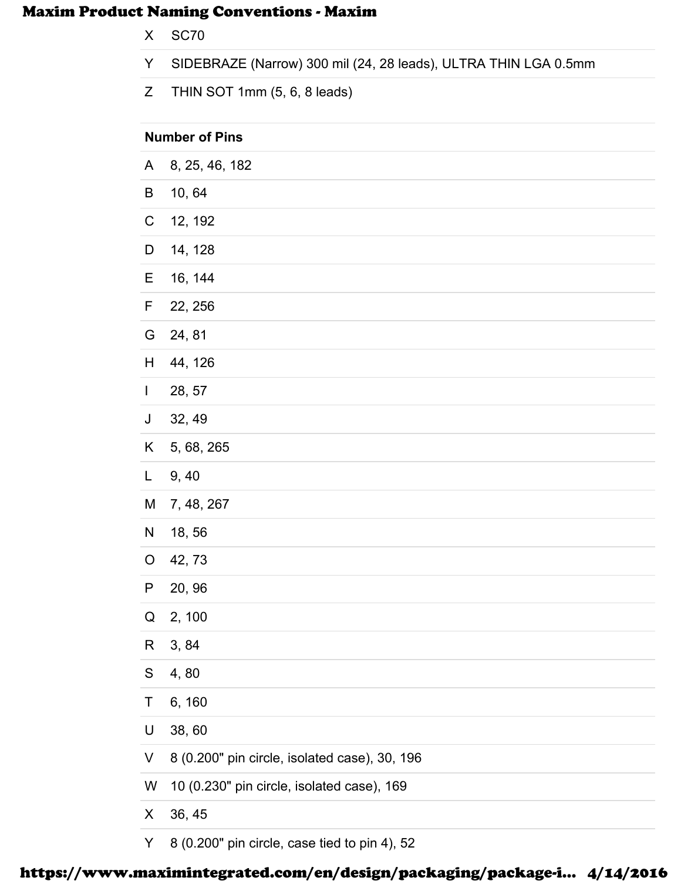| | |
|---|---|
| X | SC70 |
| Y | SIDEBRAZE (Narrow) 300 mil (24, 28 leads), ULTRA THIN LGA 0.5mm |
| Z | THIN SOT 1mm (5, 6, 8 leads) |

**Number of Pins**

| | |
|---|---|
| A | 8, 25, 46, 182 |
| B | 10, 64 |
| C | 12, 192 |
| D | 14, 128 |
| E | 16, 144 |
| F | 22, 256 |
| G | 24, 81 |
| H | 44, 126 |
| I | 28, 57 |
| J | 32, 49 |
| K | 5, 68, 265 |
| L | 9, 40 |
| M | 7, 48, 267 |
| N | 18, 56 |
| O | 42, 73 |
| P | 20, 96 |
| Q | 2, 100 |
| R | 3, 84 |
| S | 4, 80 |
| T | 6, 160 |
| U | 38, 60 |
| V | 8 (0.200" pin circle, isolated case), 30, 196 |
| W | 10 (0.230" pin circle, isolated case), 169 |
| X | 36, 45 |
| Y | 8 (0.200" pin circle, case tied to pin 4), 52 |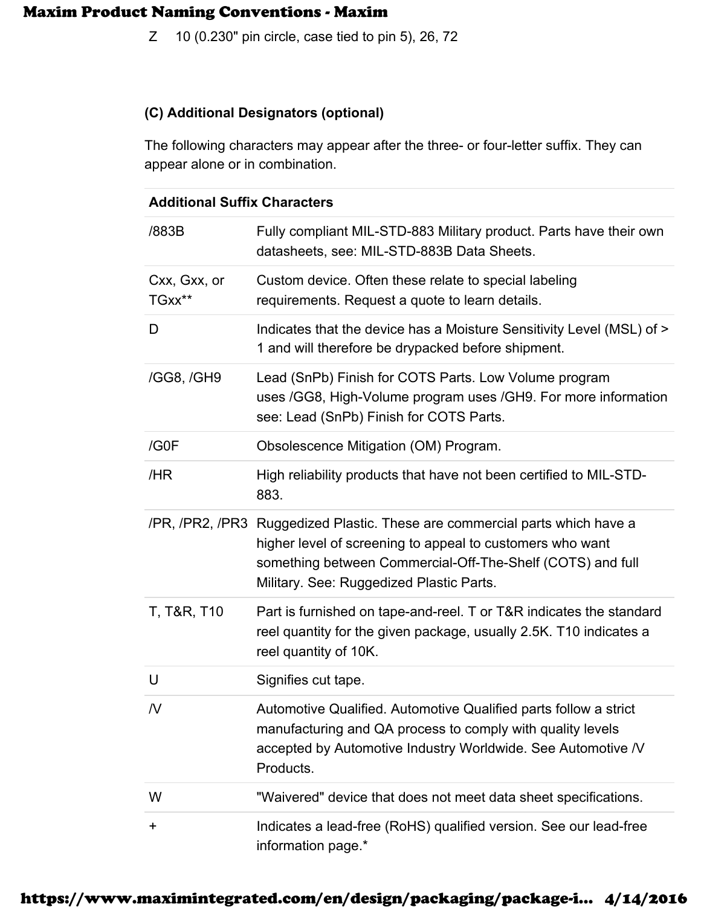Z    10 (0.230" pin circle, case tied to pin 5), 26, 72

### (C) Additional Designators (optional)

The following characters may appear after the three- or four-letter suffix. They can appear alone or in combination.

| Additional Suffix Characters | |
|---|---|
| /883B | Fully compliant MIL-STD-883 Military product. Parts have their own datasheets, see: MIL-STD-883B Data Sheets. |
| Cxx, Gxx, or TGxx** | Custom device. Often these relate to special labeling requirements. Request a quote to learn details. |
| D | Indicates that the device has a Moisture Sensitivity Level (MSL) of > 1 and will therefore be drypacked before shipment. |
| /GG8, /GH9 | Lead (SnPb) Finish for COTS Parts. Low Volume program uses /GG8, High-Volume program uses /GH9. For more information see: Lead (SnPb) Finish for COTS Parts. |
| /G0F | Obsolescence Mitigation (OM) Program. |
| /HR | High reliability products that have not been certified to MIL-STD-883. |
| /PR, /PR2, /PR3 | Ruggedized Plastic. These are commercial parts which have a higher level of screening to appeal to customers who want something between Commercial-Off-The-Shelf (COTS) and full Military. See: Ruggedized Plastic Parts. |
| T, T&R, T10 | Part is furnished on tape-and-reel. T or T&R indicates the standard reel quantity for the given package, usually 2.5K. T10 indicates a reel quantity of 10K. |
| U | Signifies cut tape. |
| /V | Automotive Qualified. Automotive Qualified parts follow a strict manufacturing and QA process to comply with quality levels accepted by Automotive Industry Worldwide. See Automotive /V Products. |
| W | "Waivered" device that does not meet data sheet specifications. |
| + | Indicates a lead-free (RoHS) qualified version. See our lead-free information page.* |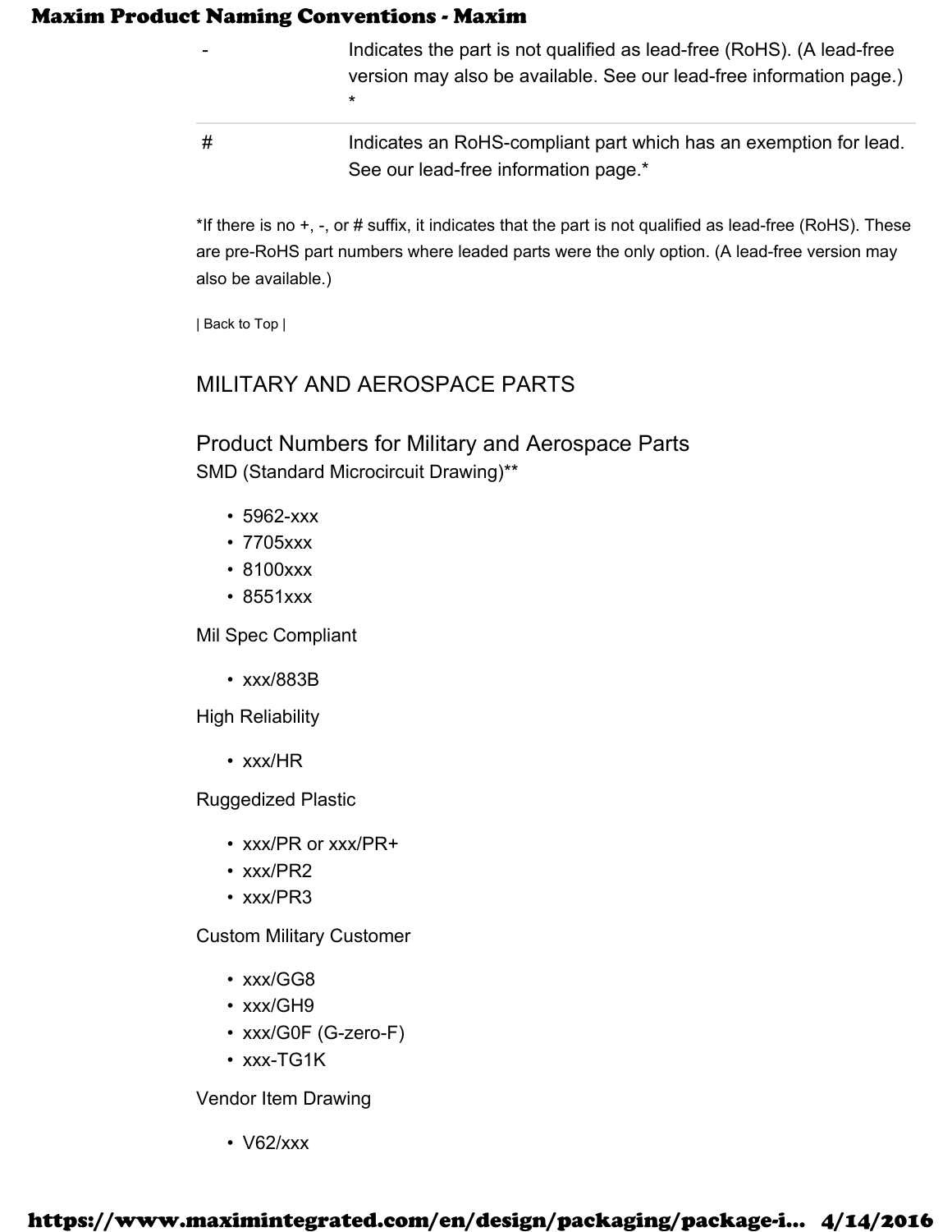| | |
|---|---|
| - | Indicates the part is not qualified as lead-free (RoHS). (A lead-free version may also be available. See our lead-free information page.)* |
| # | Indicates an RoHS-compliant part which has an exemption for lead. See our lead-free information page.* |

*If there is no +, -, or # suffix, it indicates that the part is not qualified as lead-free (RoHS). These are pre-RoHS part numbers where leaded parts were the only option. (A lead-free version may also be available.)

| Back to Top |

## MILITARY AND AEROSPACE PARTS

### Product Numbers for Military and Aerospace Parts

SMD (Standard Microcircuit Drawing)**

- 5962-xxx
- 7705xxx
- 8100xxx
- 8551xxx

Mil Spec Compliant

- xxx/883B

High Reliability

- xxx/HR

Ruggedized Plastic

- xxx/PR or xxx/PR+
- xxx/PR2
- xxx/PR3

Custom Military Customer

- xxx/GG8
- xxx/GH9
- xxx/G0F (G-zero-F)
- xxx-TG1K

Vendor Item Drawing

- V62/xxx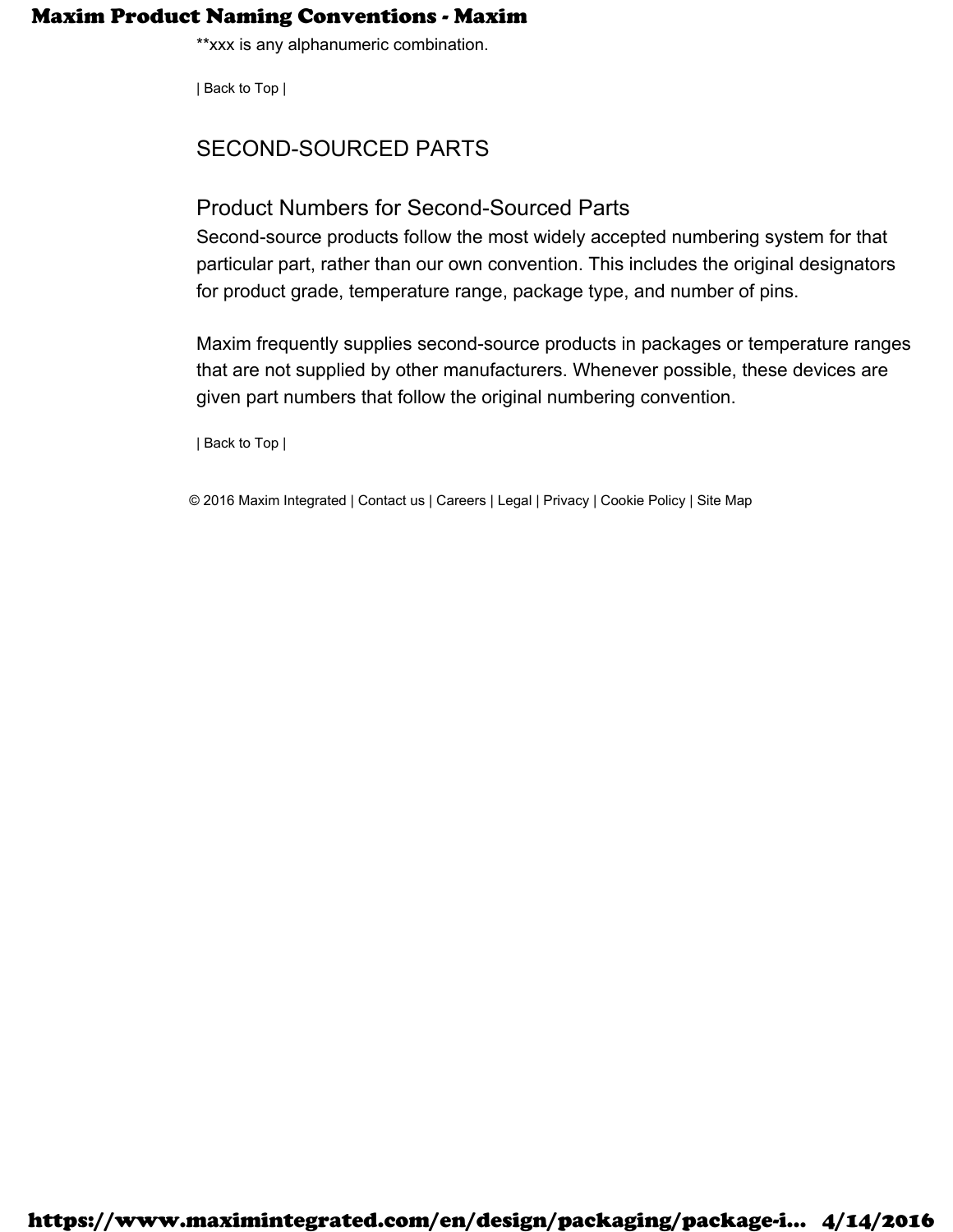**xxx is any alphanumeric combination.

| Back to Top |

## SECOND-SOURCED PARTS

### Product Numbers for Second-Sourced Parts

Second-source products follow the most widely accepted numbering system for that particular part, rather than our own convention. This includes the original designators for product grade, temperature range, package type, and number of pins.

Maxim frequently supplies second-source products in packages or temperature ranges that are not supplied by other manufacturers. Whenever possible, these devices are given part numbers that follow the original numbering convention.

| Back to Top |

© 2016 Maxim Integrated | Contact us | Careers | Legal | Privacy | Cookie Policy | Site Map